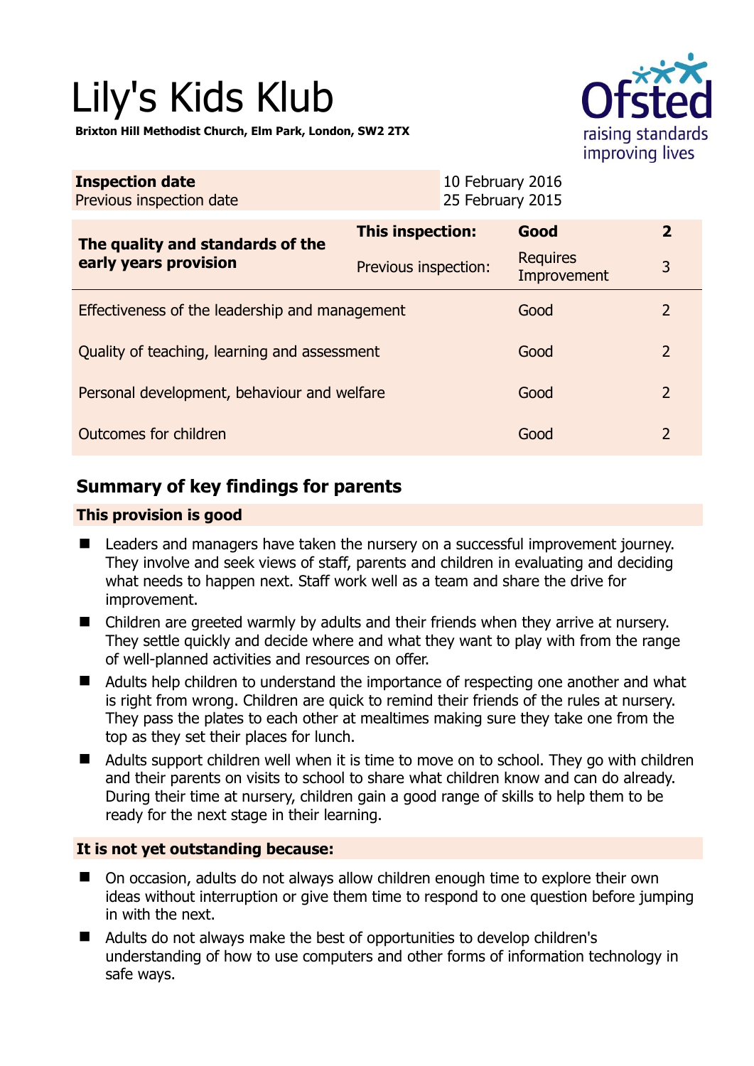# Lily's Kids Klub

**Brixton Hill Methodist Church, Elm Park, London, SW2 2TX**

| **Inspection date** | 10 February 2016 |
|---|---|
| Previous inspection date | 25 February 2015 |

| **The quality and standards of the early years provision** | **This inspection:** | **Good** | **2** |
|---|---|---|---|
| | Previous inspection: | Requires Improvement | 3 |
| Effectiveness of the leadership and management | | Good | 2 |
| Quality of teaching, learning and assessment | | Good | 2 |
| Personal development, behaviour and welfare | | Good | 2 |
| Outcomes for children | | Good | 2 |

## Summary of key findings for parents

**This provision is good**

- Leaders and managers have taken the nursery on a successful improvement journey. They involve and seek views of staff, parents and children in evaluating and deciding what needs to happen next. Staff work well as a team and share the drive for improvement.
- Children are greeted warmly by adults and their friends when they arrive at nursery. They settle quickly and decide where and what they want to play with from the range of well-planned activities and resources on offer.
- Adults help children to understand the importance of respecting one another and what is right from wrong. Children are quick to remind their friends of the rules at nursery. They pass the plates to each other at mealtimes making sure they take one from the top as they set their places for lunch.
- Adults support children well when it is time to move on to school. They go with children and their parents on visits to school to share what children know and can do already. During their time at nursery, children gain a good range of skills to help them to be ready for the next stage in their learning.

**It is not yet outstanding because:**

- On occasion, adults do not always allow children enough time to explore their own ideas without interruption or give them time to respond to one question before jumping in with the next.
- Adults do not always make the best of opportunities to develop children's understanding of how to use computers and other forms of information technology in safe ways.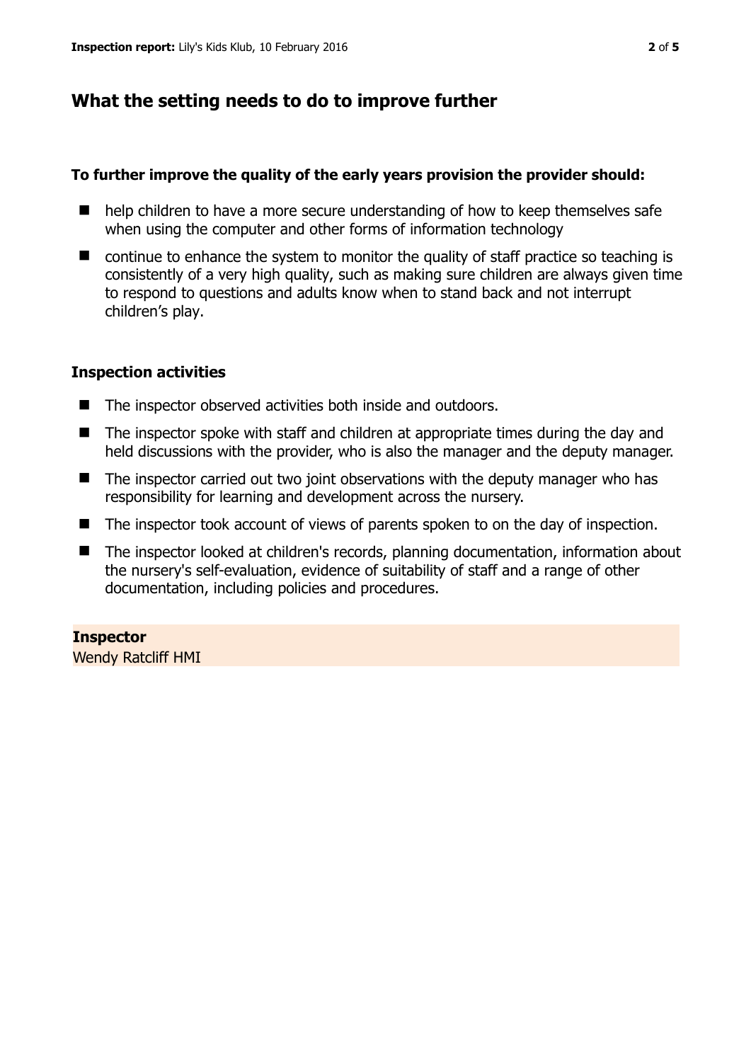## What the setting needs to do to improve further

**To further improve the quality of the early years provision the provider should:**

- help children to have a more secure understanding of how to keep themselves safe when using the computer and other forms of information technology
- continue to enhance the system to monitor the quality of staff practice so teaching is consistently of a very high quality, such as making sure children are always given time to respond to questions and adults know when to stand back and not interrupt children's play.

### Inspection activities

- The inspector observed activities both inside and outdoors.
- The inspector spoke with staff and children at appropriate times during the day and held discussions with the provider, who is also the manager and the deputy manager.
- The inspector carried out two joint observations with the deputy manager who has responsibility for learning and development across the nursery.
- The inspector took account of views of parents spoken to on the day of inspection.
- The inspector looked at children's records, planning documentation, information about the nursery's self-evaluation, evidence of suitability of staff and a range of other documentation, including policies and procedures.

**Inspector**
Wendy Ratcliff HMI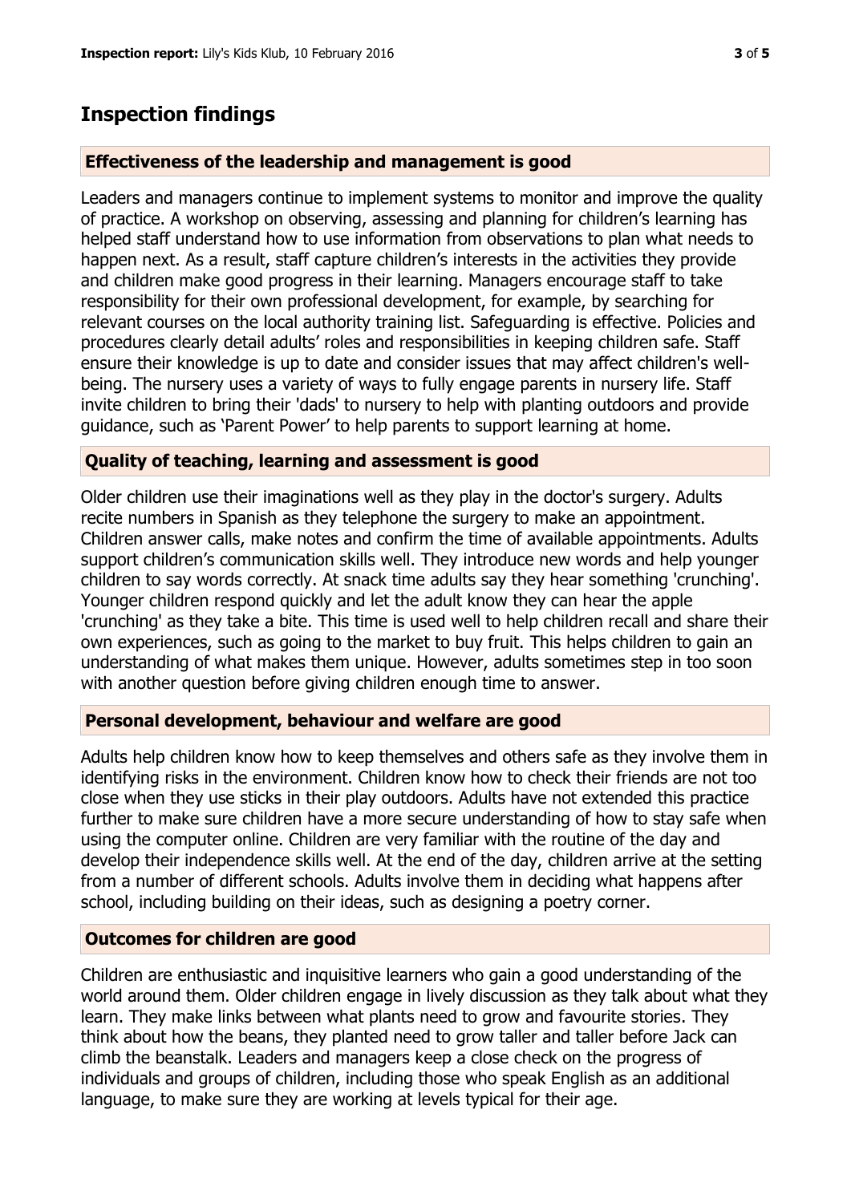## Inspection findings

### Effectiveness of the leadership and management is good

Leaders and managers continue to implement systems to monitor and improve the quality of practice. A workshop on observing, assessing and planning for children's learning has helped staff understand how to use information from observations to plan what needs to happen next. As a result, staff capture children's interests in the activities they provide and children make good progress in their learning. Managers encourage staff to take responsibility for their own professional development, for example, by searching for relevant courses on the local authority training list. Safeguarding is effective. Policies and procedures clearly detail adults' roles and responsibilities in keeping children safe. Staff ensure their knowledge is up to date and consider issues that may affect children's well-being. The nursery uses a variety of ways to fully engage parents in nursery life. Staff invite children to bring their 'dads' to nursery to help with planting outdoors and provide guidance, such as 'Parent Power' to help parents to support learning at home.

### Quality of teaching, learning and assessment is good

Older children use their imaginations well as they play in the doctor's surgery. Adults recite numbers in Spanish as they telephone the surgery to make an appointment. Children answer calls, make notes and confirm the time of available appointments. Adults support children's communication skills well. They introduce new words and help younger children to say words correctly. At snack time adults say they hear something 'crunching'. Younger children respond quickly and let the adult know they can hear the apple 'crunching' as they take a bite. This time is used well to help children recall and share their own experiences, such as going to the market to buy fruit. This helps children to gain an understanding of what makes them unique. However, adults sometimes step in too soon with another question before giving children enough time to answer.

### Personal development, behaviour and welfare are good

Adults help children know how to keep themselves and others safe as they involve them in identifying risks in the environment. Children know how to check their friends are not too close when they use sticks in their play outdoors. Adults have not extended this practice further to make sure children have a more secure understanding of how to stay safe when using the computer online. Children are very familiar with the routine of the day and develop their independence skills well. At the end of the day, children arrive at the setting from a number of different schools. Adults involve them in deciding what happens after school, including building on their ideas, such as designing a poetry corner.

### Outcomes for children are good

Children are enthusiastic and inquisitive learners who gain a good understanding of the world around them. Older children engage in lively discussion as they talk about what they learn. They make links between what plants need to grow and favourite stories. They think about how the beans, they planted need to grow taller and taller before Jack can climb the beanstalk. Leaders and managers keep a close check on the progress of individuals and groups of children, including those who speak English as an additional language, to make sure they are working at levels typical for their age.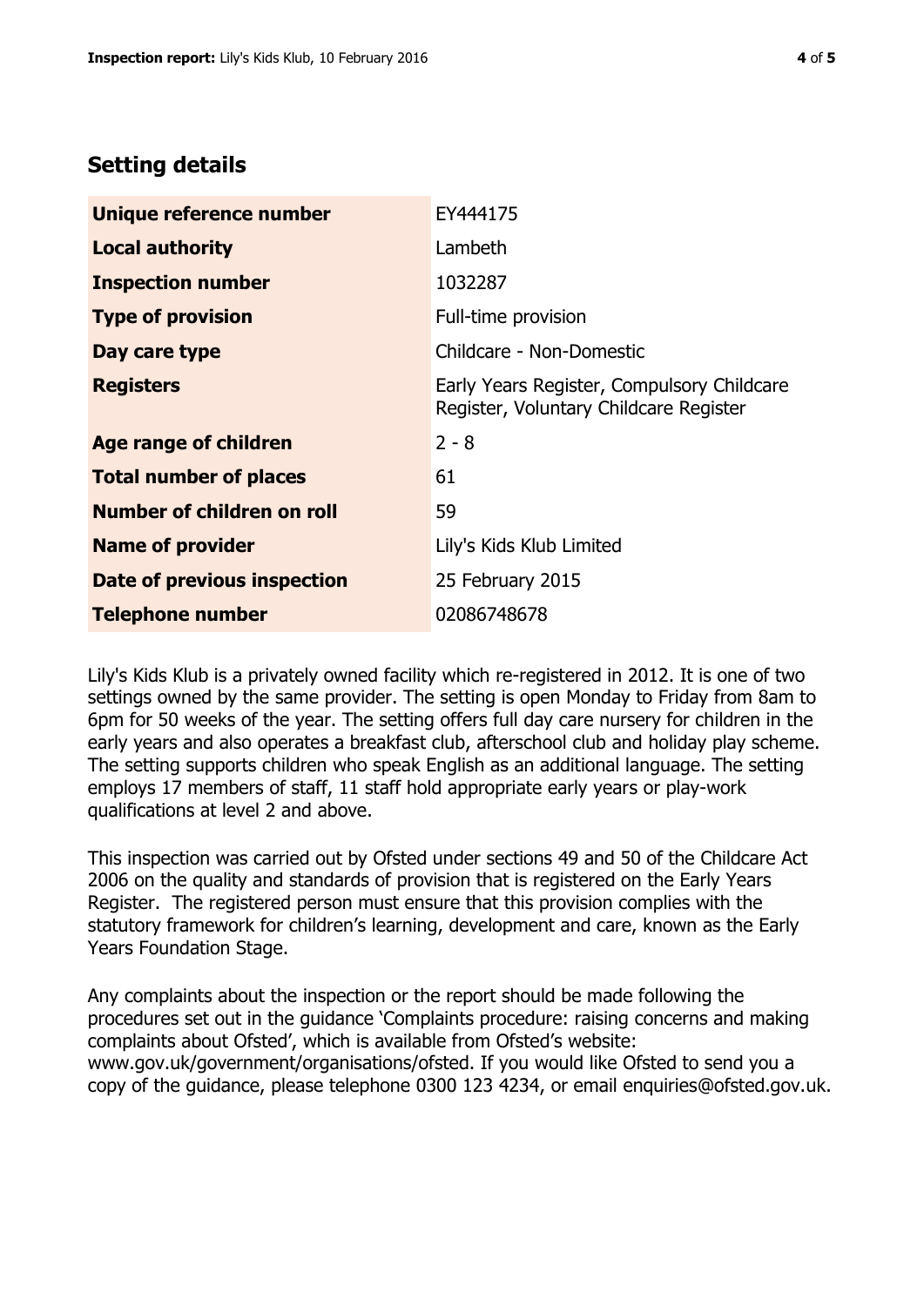## Setting details

| | |
|---|---|
| **Unique reference number** | EY444175 |
| **Local authority** | Lambeth |
| **Inspection number** | 1032287 |
| **Type of provision** | Full-time provision |
| **Day care type** | Childcare - Non-Domestic |
| **Registers** | Early Years Register, Compulsory Childcare Register, Voluntary Childcare Register |
| **Age range of children** | 2 - 8 |
| **Total number of places** | 61 |
| **Number of children on roll** | 59 |
| **Name of provider** | Lily's Kids Klub Limited |
| **Date of previous inspection** | 25 February 2015 |
| **Telephone number** | 02086748678 |

Lily's Kids Klub is a privately owned facility which re-registered in 2012. It is one of two settings owned by the same provider. The setting is open Monday to Friday from 8am to 6pm for 50 weeks of the year. The setting offers full day care nursery for children in the early years and also operates a breakfast club, afterschool club and holiday play scheme. The setting supports children who speak English as an additional language. The setting employs 17 members of staff, 11 staff hold appropriate early years or play-work qualifications at level 2 and above.

This inspection was carried out by Ofsted under sections 49 and 50 of the Childcare Act 2006 on the quality and standards of provision that is registered on the Early Years Register. The registered person must ensure that this provision complies with the statutory framework for children's learning, development and care, known as the Early Years Foundation Stage.

Any complaints about the inspection or the report should be made following the procedures set out in the guidance 'Complaints procedure: raising concerns and making complaints about Ofsted', which is available from Ofsted's website: www.gov.uk/government/organisations/ofsted. If you would like Ofsted to send you a copy of the guidance, please telephone 0300 123 4234, or email enquiries@ofsted.gov.uk.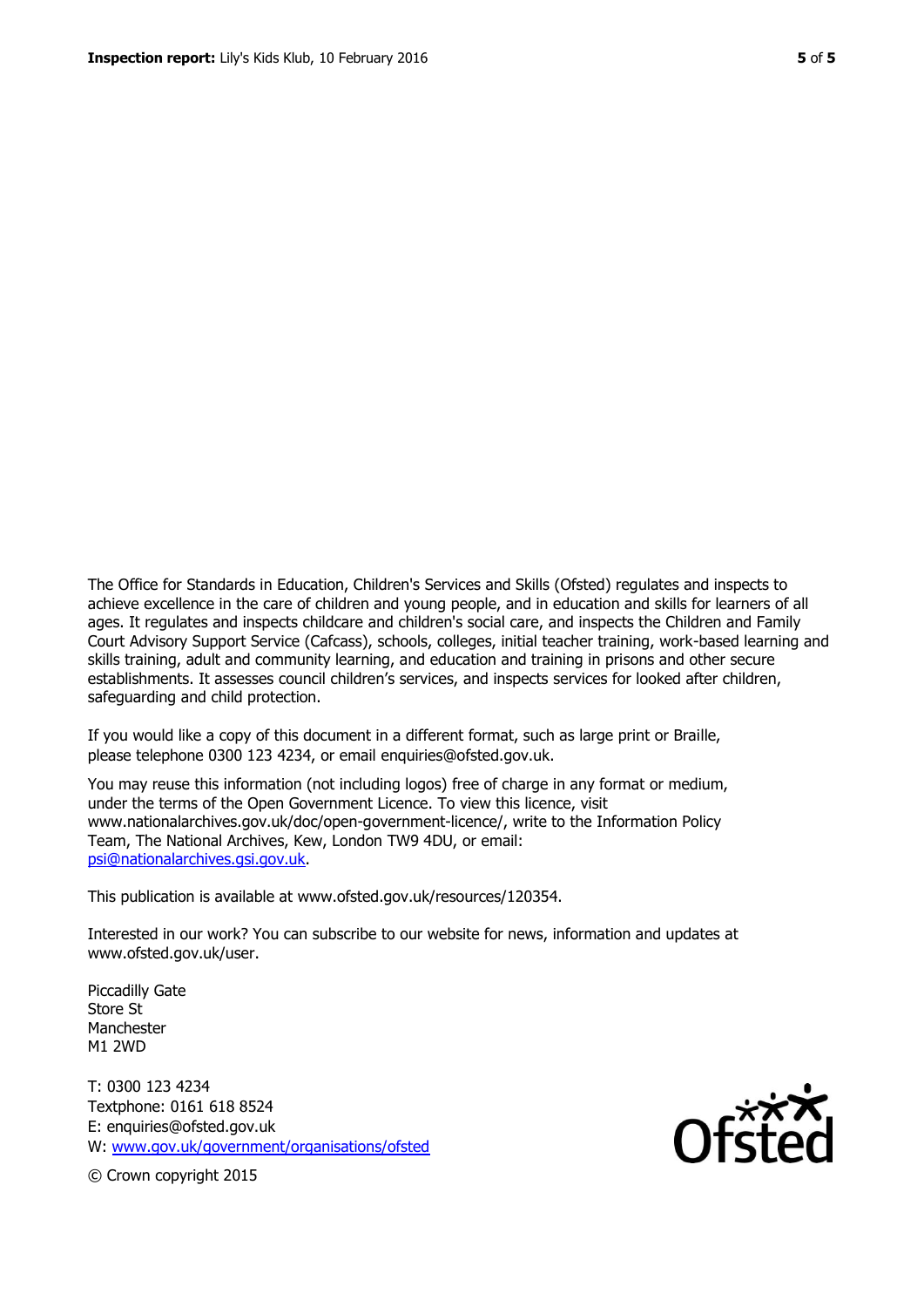The Office for Standards in Education, Children's Services and Skills (Ofsted) regulates and inspects to achieve excellence in the care of children and young people, and in education and skills for learners of all ages. It regulates and inspects childcare and children's social care, and inspects the Children and Family Court Advisory Support Service (Cafcass), schools, colleges, initial teacher training, work-based learning and skills training, adult and community learning, and education and training in prisons and other secure establishments. It assesses council children's services, and inspects services for looked after children, safeguarding and child protection.

If you would like a copy of this document in a different format, such as large print or Braille, please telephone 0300 123 4234, or email enquiries@ofsted.gov.uk.

You may reuse this information (not including logos) free of charge in any format or medium, under the terms of the Open Government Licence. To view this licence, visit www.nationalarchives.gov.uk/doc/open-government-licence/, write to the Information Policy Team, The National Archives, Kew, London TW9 4DU, or email: psi@nationalarchives.gsi.gov.uk.

This publication is available at www.ofsted.gov.uk/resources/120354.

Interested in our work? You can subscribe to our website for news, information and updates at www.ofsted.gov.uk/user.

Piccadilly Gate
Store St
Manchester
M1 2WD

T: 0300 123 4234
Textphone: 0161 618 8524
E: enquiries@ofsted.gov.uk
W: www.gov.uk/government/organisations/ofsted

© Crown copyright 2015